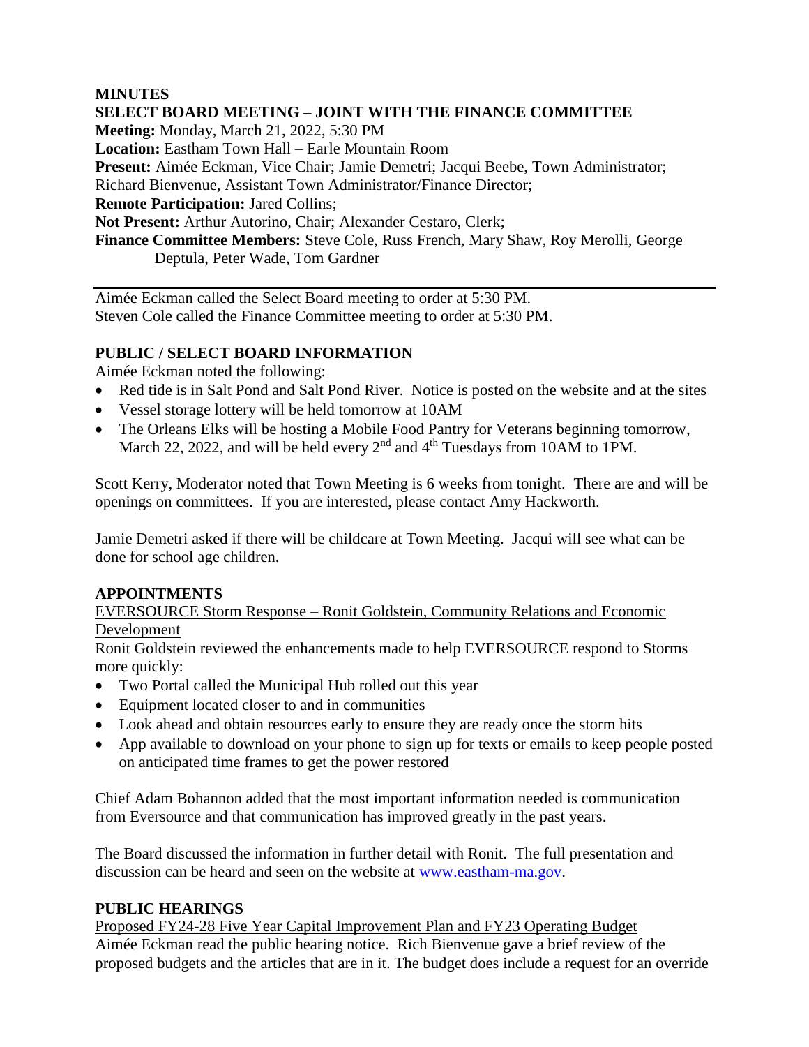**MINUTES**

**SELECT BOARD MEETING – JOINT WITH THE FINANCE COMMITTEE**

**Meeting:** Monday, March 21, 2022, 5:30 PM
**Location:** Eastham Town Hall – Earle Mountain Room
**Present:** Aimée Eckman, Vice Chair; Jamie Demetri; Jacqui Beebe, Town Administrator; Richard Bienvenue, Assistant Town Administrator/Finance Director;
**Remote Participation:** Jared Collins;
**Not Present:** Arthur Autorino, Chair; Alexander Cestaro, Clerk;
**Finance Committee Members:** Steve Cole, Russ French, Mary Shaw, Roy Merolli, George Deptula, Peter Wade, Tom Gardner

---

Aimée Eckman called the Select Board meeting to order at 5:30 PM.
Steven Cole called the Finance Committee meeting to order at 5:30 PM.

**PUBLIC / SELECT BOARD INFORMATION**

Aimée Eckman noted the following:

- Red tide is in Salt Pond and Salt Pond River. Notice is posted on the website and at the sites
- Vessel storage lottery will be held tomorrow at 10AM
- The Orleans Elks will be hosting a Mobile Food Pantry for Veterans beginning tomorrow, March 22, 2022, and will be held every 2nd and 4th Tuesdays from 10AM to 1PM.

Scott Kerry, Moderator noted that Town Meeting is 6 weeks from tonight. There are and will be openings on committees. If you are interested, please contact Amy Hackworth.

Jamie Demetri asked if there will be childcare at Town Meeting. Jacqui will see what can be done for school age children.

**APPOINTMENTS**

EVERSOURCE Storm Response – Ronit Goldstein, Community Relations and Economic Development

Ronit Goldstein reviewed the enhancements made to help EVERSOURCE respond to Storms more quickly:

- Two Portal called the Municipal Hub rolled out this year
- Equipment located closer to and in communities
- Look ahead and obtain resources early to ensure they are ready once the storm hits
- App available to download on your phone to sign up for texts or emails to keep people posted on anticipated time frames to get the power restored

Chief Adam Bohannon added that the most important information needed is communication from Eversource and that communication has improved greatly in the past years.

The Board discussed the information in further detail with Ronit. The full presentation and discussion can be heard and seen on the website at www.eastham-ma.gov.

**PUBLIC HEARINGS**

Proposed FY24-28 Five Year Capital Improvement Plan and FY23 Operating Budget

Aimée Eckman read the public hearing notice. Rich Bienvenue gave a brief review of the proposed budgets and the articles that are in it. The budget does include a request for an override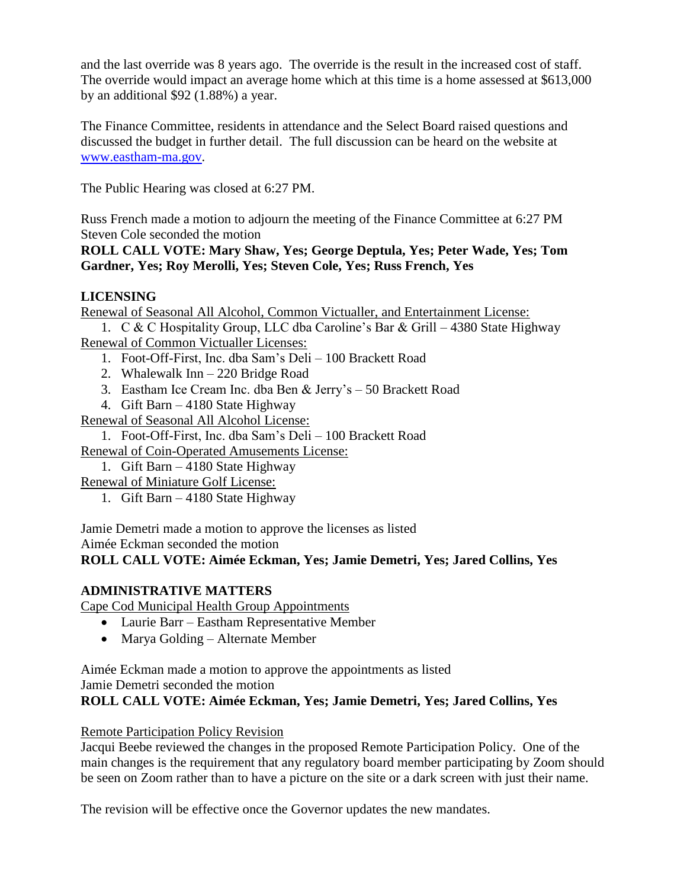and the last override was 8 years ago. The override is the result in the increased cost of staff. The override would impact an average home which at this time is a home assessed at $613,000 by an additional $92 (1.88%) a year.

The Finance Committee, residents in attendance and the Select Board raised questions and discussed the budget in further detail. The full discussion can be heard on the website at www.eastham-ma.gov.

The Public Hearing was closed at 6:27 PM.

Russ French made a motion to adjourn the meeting of the Finance Committee at 6:27 PM
Steven Cole seconded the motion
**ROLL CALL VOTE: Mary Shaw, Yes; George Deptula, Yes; Peter Wade, Yes; Tom Gardner, Yes; Roy Merolli, Yes; Steven Cole, Yes; Russ French, Yes**

## LICENSING

Renewal of Seasonal All Alcohol, Common Victualler, and Entertainment License:

1. C & C Hospitality Group, LLC dba Caroline's Bar & Grill – 4380 State Highway

Renewal of Common Victualler Licenses:

1. Foot-Off-First, Inc. dba Sam's Deli – 100 Brackett Road
2. Whalewalk Inn – 220 Bridge Road
3. Eastham Ice Cream Inc. dba Ben & Jerry's – 50 Brackett Road
4. Gift Barn – 4180 State Highway

Renewal of Seasonal All Alcohol License:

1. Foot-Off-First, Inc. dba Sam's Deli – 100 Brackett Road

Renewal of Coin-Operated Amusements License:

1. Gift Barn – 4180 State Highway

Renewal of Miniature Golf License:

1. Gift Barn – 4180 State Highway

Jamie Demetri made a motion to approve the licenses as listed
Aimée Eckman seconded the motion
**ROLL CALL VOTE: Aimée Eckman, Yes; Jamie Demetri, Yes; Jared Collins, Yes**

## ADMINISTRATIVE MATTERS

Cape Cod Municipal Health Group Appointments

- Laurie Barr – Eastham Representative Member
- Marya Golding – Alternate Member

Aimée Eckman made a motion to approve the appointments as listed
Jamie Demetri seconded the motion
**ROLL CALL VOTE: Aimée Eckman, Yes; Jamie Demetri, Yes; Jared Collins, Yes**

Remote Participation Policy Revision

Jacqui Beebe reviewed the changes in the proposed Remote Participation Policy. One of the main changes is the requirement that any regulatory board member participating by Zoom should be seen on Zoom rather than to have a picture on the site or a dark screen with just their name.

The revision will be effective once the Governor updates the new mandates.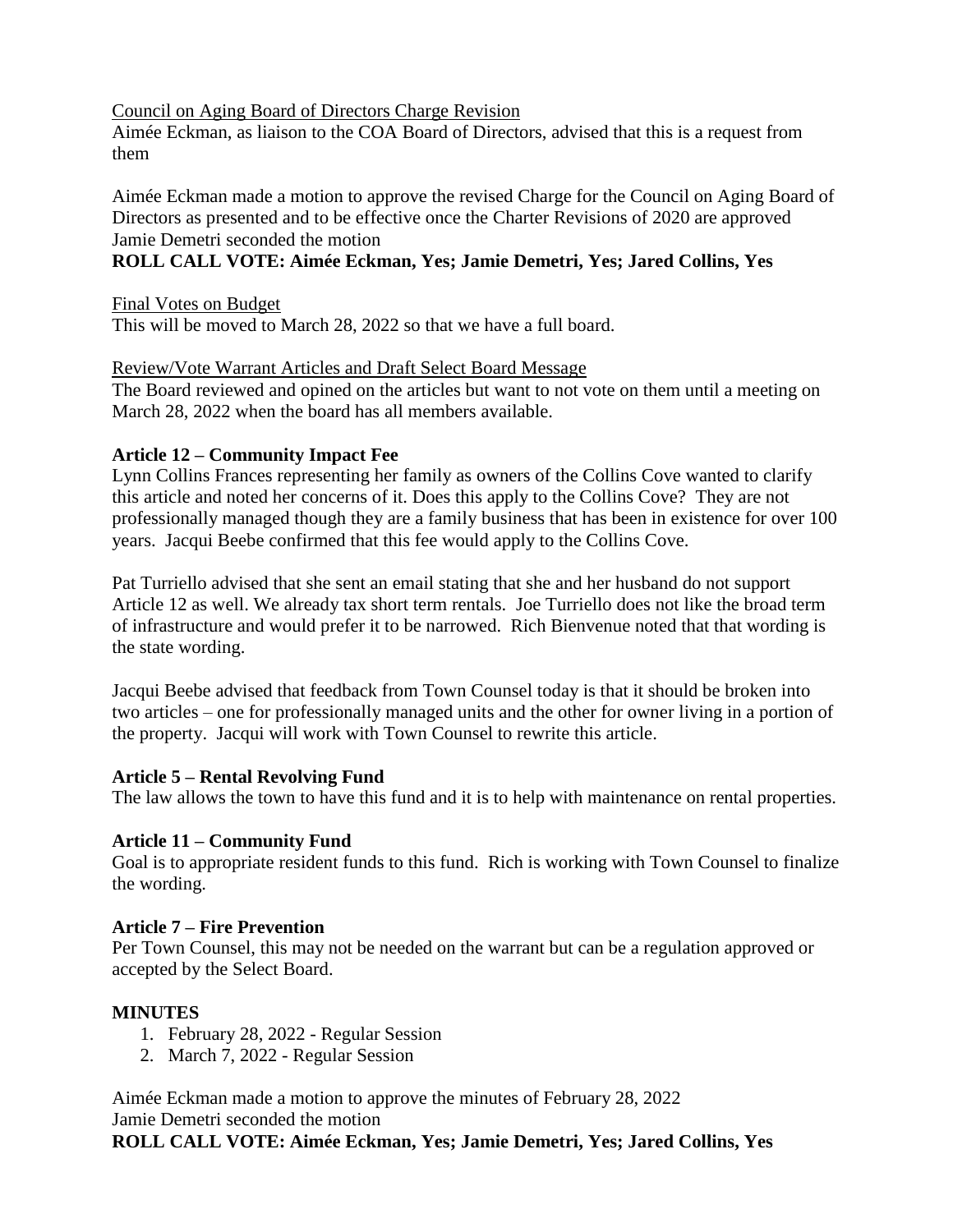Council on Aging Board of Directors Charge Revision

Aimée Eckman, as liaison to the COA Board of Directors, advised that this is a request from them

Aimée Eckman made a motion to approve the revised Charge for the Council on Aging Board of Directors as presented and to be effective once the Charter Revisions of 2020 are approved
Jamie Demetri seconded the motion

**ROLL CALL VOTE: Aimée Eckman, Yes; Jamie Demetri, Yes; Jared Collins, Yes**

Final Votes on Budget

This will be moved to March 28, 2022 so that we have a full board.

Review/Vote Warrant Articles and Draft Select Board Message

The Board reviewed and opined on the articles but want to not vote on them until a meeting on March 28, 2022 when the board has all members available.

**Article 12 – Community Impact Fee**

Lynn Collins Frances representing her family as owners of the Collins Cove wanted to clarify this article and noted her concerns of it. Does this apply to the Collins Cove? They are not professionally managed though they are a family business that has been in existence for over 100 years. Jacqui Beebe confirmed that this fee would apply to the Collins Cove.

Pat Turriello advised that she sent an email stating that she and her husband do not support Article 12 as well. We already tax short term rentals. Joe Turriello does not like the broad term of infrastructure and would prefer it to be narrowed. Rich Bienvenue noted that that wording is the state wording.

Jacqui Beebe advised that feedback from Town Counsel today is that it should be broken into two articles – one for professionally managed units and the other for owner living in a portion of the property. Jacqui will work with Town Counsel to rewrite this article.

**Article 5 – Rental Revolving Fund**

The law allows the town to have this fund and it is to help with maintenance on rental properties.

**Article 11 – Community Fund**

Goal is to appropriate resident funds to this fund. Rich is working with Town Counsel to finalize the wording.

**Article 7 – Fire Prevention**

Per Town Counsel, this may not be needed on the warrant but can be a regulation approved or accepted by the Select Board.

**MINUTES**

1. February 28, 2022 - Regular Session
2. March 7, 2022 - Regular Session

Aimée Eckman made a motion to approve the minutes of February 28, 2022
Jamie Demetri seconded the motion

**ROLL CALL VOTE: Aimée Eckman, Yes; Jamie Demetri, Yes; Jared Collins, Yes**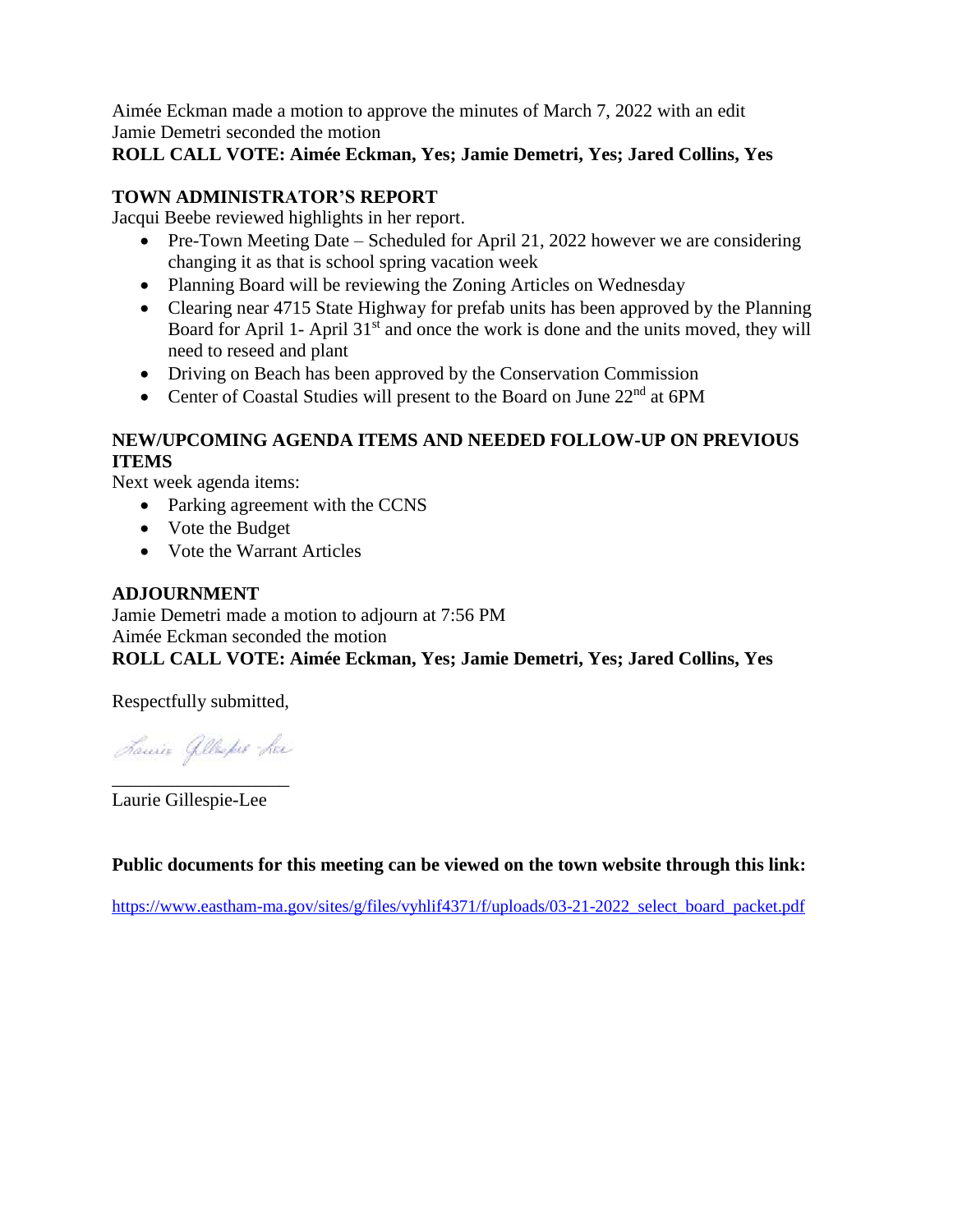Aimée Eckman made a motion to approve the minutes of March 7, 2022 with an edit
Jamie Demetri seconded the motion
**ROLL CALL VOTE: Aimée Eckman, Yes; Jamie Demetri, Yes; Jared Collins, Yes**

**TOWN ADMINISTRATOR'S REPORT**
Jacqui Beebe reviewed highlights in her report.

- Pre-Town Meeting Date – Scheduled for April 21, 2022 however we are considering changing it as that is school spring vacation week
- Planning Board will be reviewing the Zoning Articles on Wednesday
- Clearing near 4715 State Highway for prefab units has been approved by the Planning Board for April 1- April 31st and once the work is done and the units moved, they will need to reseed and plant
- Driving on Beach has been approved by the Conservation Commission
- Center of Coastal Studies will present to the Board on June 22nd at 6PM

**NEW/UPCOMING AGENDA ITEMS AND NEEDED FOLLOW-UP ON PREVIOUS ITEMS**
Next week agenda items:

- Parking agreement with the CCNS
- Vote the Budget
- Vote the Warrant Articles

**ADJOURNMENT**
Jamie Demetri made a motion to adjourn at 7:56 PM
Aimée Eckman seconded the motion
**ROLL CALL VOTE: Aimée Eckman, Yes; Jamie Demetri, Yes; Jared Collins, Yes**

Respectfully submitted,

Laurie Gillespie-Lee

___________________
Laurie Gillespie-Lee

**Public documents for this meeting can be viewed on the town website through this link:**

https://www.eastham-ma.gov/sites/g/files/vyhlif4371/f/uploads/03-21-2022_select_board_packet.pdf